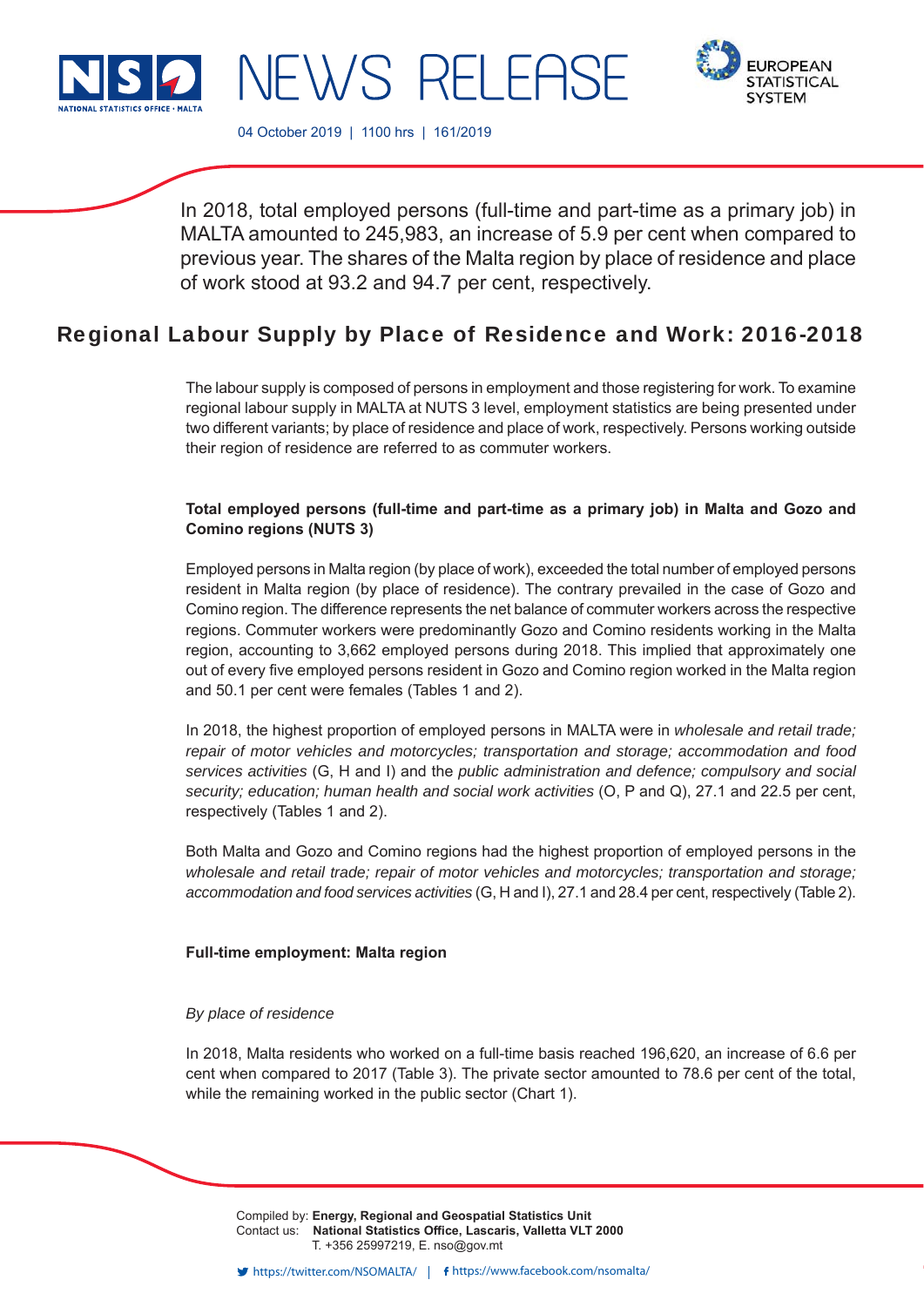# NEWS RELEASE

04 October 2019 | 1100 hrs | 161/2019

In 2018, total employed persons (full-time and part-time as a primary job) in MALTA amounted to 245,983, an increase of 5.9 per cent when compared to previous year. The shares of the Malta region by place of residence and place of work stood at 93.2 and 94.7 per cent, respectively.

## Regional Labour Supply by Place of Residence and Work: 2016-2018

The labour supply is composed of persons in employment and those registering for work. To examine regional labour supply in MALTA at NUTS 3 level, employment statistics are being presented under two different variants; by place of residence and place of work, respectively. Persons working outside their region of residence are referred to as commuter workers.

**Total employed persons (full-time and part-time as a primary job) in Malta and Gozo and Comino regions (NUTS 3)**

Employed persons in Malta region (by place of work), exceeded the total number of employed persons resident in Malta region (by place of residence). The contrary prevailed in the case of Gozo and Comino region. The difference represents the net balance of commuter workers across the respective regions. Commuter workers were predominantly Gozo and Comino residents working in the Malta region, accounting to 3,662 employed persons during 2018. This implied that approximately one out of every five employed persons resident in Gozo and Comino region worked in the Malta region and 50.1 per cent were females (Tables 1 and 2).

In 2018, the highest proportion of employed persons in MALTA were in *wholesale and retail trade; repair of motor vehicles and motorcycles; transportation and storage; accommodation and food services activities* (G, H and I) and the *public administration and defence; compulsory and social security; education; human health and social work activities* (O, P and Q), 27.1 and 22.5 per cent, respectively (Tables 1 and 2).

Both Malta and Gozo and Comino regions had the highest proportion of employed persons in the *wholesale and retail trade; repair of motor vehicles and motorcycles; transportation and storage; accommodation and food services activities* (G, H and I), 27.1 and 28.4 per cent, respectively (Table 2).

**Full-time employment: Malta region**

*By place of residence*

In 2018, Malta residents who worked on a full-time basis reached 196,620, an increase of 6.6 per cent when compared to 2017 (Table 3). The private sector amounted to 78.6 per cent of the total, while the remaining worked in the public sector (Chart 1).

Compiled by: **Energy, Regional and Geospatial Statistics Unit**
Contact us: **National Statistics Office, Lascaris, Valletta VLT 2000**
T. +356 25997219, E. nso@gov.mt

https://twitter.com/NSOMALTA/ | https://www.facebook.com/nsomalta/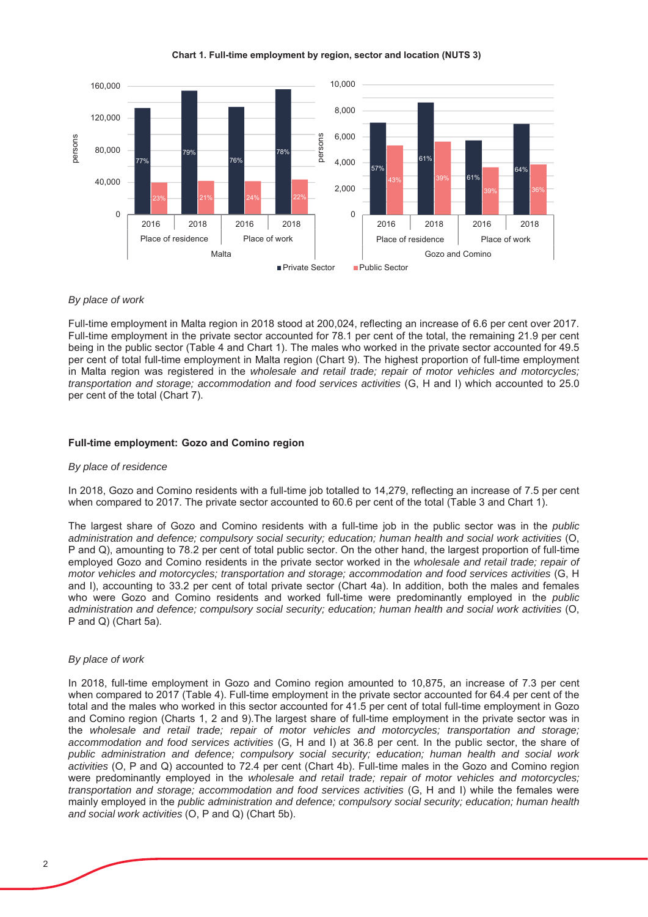**Chart 1. Full-time employment by region, sector and location (NUTS 3)**

*By place of work*

Full-time employment in Malta region in 2018 stood at 200,024, reflecting an increase of 6.6 per cent over 2017. Full-time employment in the private sector accounted for 78.1 per cent of the total, the remaining 21.9 per cent being in the public sector (Table 4 and Chart 1). The males who worked in the private sector accounted for 49.5 per cent of total full-time employment in Malta region (Chart 9). The highest proportion of full-time employment in Malta region was registered in the *wholesale and retail trade; repair of motor vehicles and motorcycles; transportation and storage; accommodation and food services activities* (G, H and I) which accounted to 25.0 per cent of the total (Chart 7).

**Full-time employment: Gozo and Comino region**

*By place of residence*

In 2018, Gozo and Comino residents with a full-time job totalled to 14,279, reflecting an increase of 7.5 per cent when compared to 2017. The private sector accounted to 60.6 per cent of the total (Table 3 and Chart 1).

The largest share of Gozo and Comino residents with a full-time job in the public sector was in the *public administration and defence; compulsory social security; education; human health and social work activities* (O, P and Q), amounting to 78.2 per cent of total public sector. On the other hand, the largest proportion of full-time employed Gozo and Comino residents in the private sector worked in the *wholesale and retail trade; repair of motor vehicles and motorcycles; transportation and storage; accommodation and food services activities* (G, H and I), accounting to 33.2 per cent of total private sector (Chart 4a). In addition, both the males and females who were Gozo and Comino residents and worked full-time were predominantly employed in the *public administration and defence; compulsory social security; education; human health and social work activities* (O, P and Q) (Chart 5a).

*By place of work*

In 2018, full-time employment in Gozo and Comino region amounted to 10,875, an increase of 7.3 per cent when compared to 2017 (Table 4). Full-time employment in the private sector accounted for 64.4 per cent of the total and the males who worked in this sector accounted for 41.5 per cent of total full-time employment in Gozo and Comino region (Charts 1, 2 and 9).The largest share of full-time employment in the private sector was in the *wholesale and retail trade; repair of motor vehicles and motorcycles; transportation and storage; accommodation and food services activities* (G, H and I) at 36.8 per cent. In the public sector, the share of *public administration and defence; compulsory social security; education; human health and social work activities* (O, P and Q) accounted to 72.4 per cent (Chart 4b). Full-time males in the Gozo and Comino region were predominantly employed in the *wholesale and retail trade; repair of motor vehicles and motorcycles; transportation and storage; accommodation and food services activities* (G, H and I) while the females were mainly employed in the *public administration and defence; compulsory social security; education; human health and social work activities* (O, P and Q) (Chart 5b).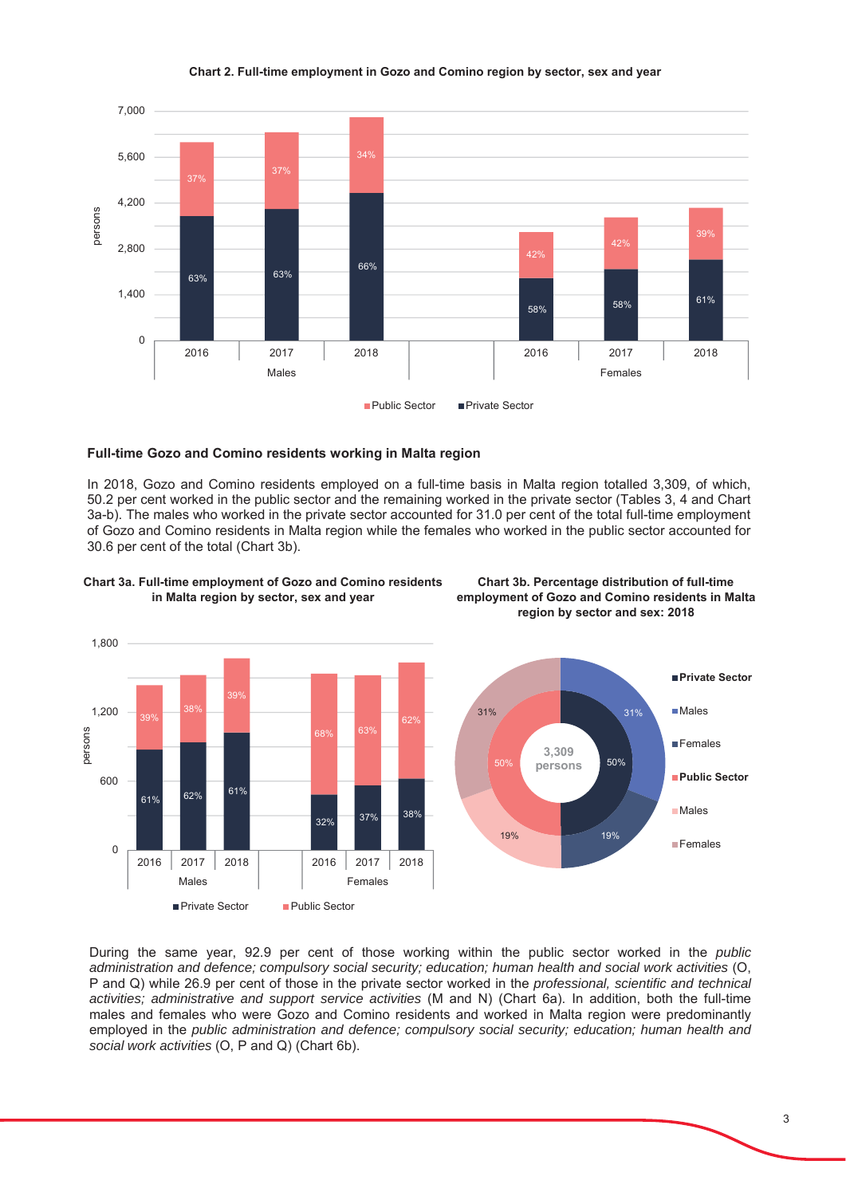**Chart 2. Full-time employment in Gozo and Comino region by sector, sex and year**

| | | Private Sector | Public Sector |
|---|---|---|---|
| Males | 2016 | 63% | 37% |
| | 2017 | 63% | 37% |
| | 2018 | 66% | 34% |
| Females | 2016 | 58% | 42% |
| | 2017 | 58% | 42% |
| | 2018 | 61% | 39% |

## Full-time Gozo and Comino residents working in Malta region

In 2018, Gozo and Comino residents employed on a full-time basis in Malta region totalled 3,309, of which, 50.2 per cent worked in the public sector and the remaining worked in the private sector (Tables 3, 4 and Chart 3a-b). The males who worked in the private sector accounted for 31.0 per cent of the total full-time employment of Gozo and Comino residents in Malta region while the females who worked in the public sector accounted for 30.6 per cent of the total (Chart 3b).

**Chart 3a. Full-time employment of Gozo and Comino residents in Malta region by sector, sex and year**

| | | Private Sector | Public Sector |
|---|---|---|---|
| Males | 2016 | 61% | 39% |
| | 2017 | 62% | 38% |
| | 2018 | 61% | 39% |
| Females | 2016 | 32% | 68% |
| | 2017 | 37% | 63% |
| | 2018 | 38% | 62% |

**Chart 3b. Percentage distribution of full-time employment of Gozo and Comino residents in Malta region by sector and sex: 2018**

3,309 persons

| Sector | Total | Males | Females |
|---|---|---|---|
| Private Sector | 50% | 31% | 19% |
| Public Sector | 50% | 19% | 31% |

During the same year, 92.9 per cent of those working within the public sector worked in the *public administration and defence; compulsory social security; education; human health and social work activities* (O, P and Q) while 26.9 per cent of those in the private sector worked in the *professional, scientific and technical activities; administrative and support service activities* (M and N) (Chart 6a). In addition, both the full-time males and females who were Gozo and Comino residents and worked in Malta region were predominantly employed in the *public administration and defence; compulsory social security; education; human health and social work activities* (O, P and Q) (Chart 6b).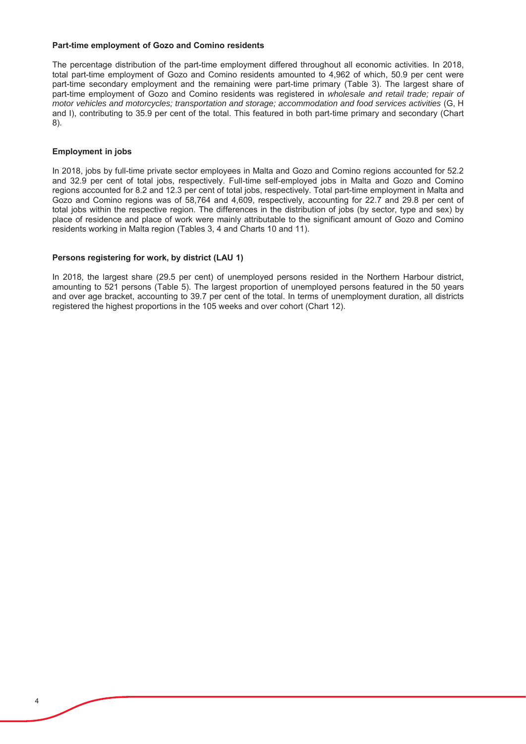**Part-time employment of Gozo and Comino residents**

The percentage distribution of the part-time employment differed throughout all economic activities. In 2018, total part-time employment of Gozo and Comino residents amounted to 4,962 of which, 50.9 per cent were part-time secondary employment and the remaining were part-time primary (Table 3). The largest share of part-time employment of Gozo and Comino residents was registered in *wholesale and retail trade; repair of motor vehicles and motorcycles; transportation and storage; accommodation and food services activities* (G, H and I), contributing to 35.9 per cent of the total. This featured in both part-time primary and secondary (Chart 8).

**Employment in jobs**

In 2018, jobs by full-time private sector employees in Malta and Gozo and Comino regions accounted for 52.2 and 32.9 per cent of total jobs, respectively. Full-time self-employed jobs in Malta and Gozo and Comino regions accounted for 8.2 and 12.3 per cent of total jobs, respectively. Total part-time employment in Malta and Gozo and Comino regions was of 58,764 and 4,609, respectively, accounting for 22.7 and 29.8 per cent of total jobs within the respective region. The differences in the distribution of jobs (by sector, type and sex) by place of residence and place of work were mainly attributable to the significant amount of Gozo and Comino residents working in Malta region (Tables 3, 4 and Charts 10 and 11).

**Persons registering for work, by district (LAU 1)**

In 2018, the largest share (29.5 per cent) of unemployed persons resided in the Northern Harbour district, amounting to 521 persons (Table 5). The largest proportion of unemployed persons featured in the 50 years and over age bracket, accounting to 39.7 per cent of the total. In terms of unemployment duration, all districts registered the highest proportions in the 105 weeks and over cohort (Chart 12).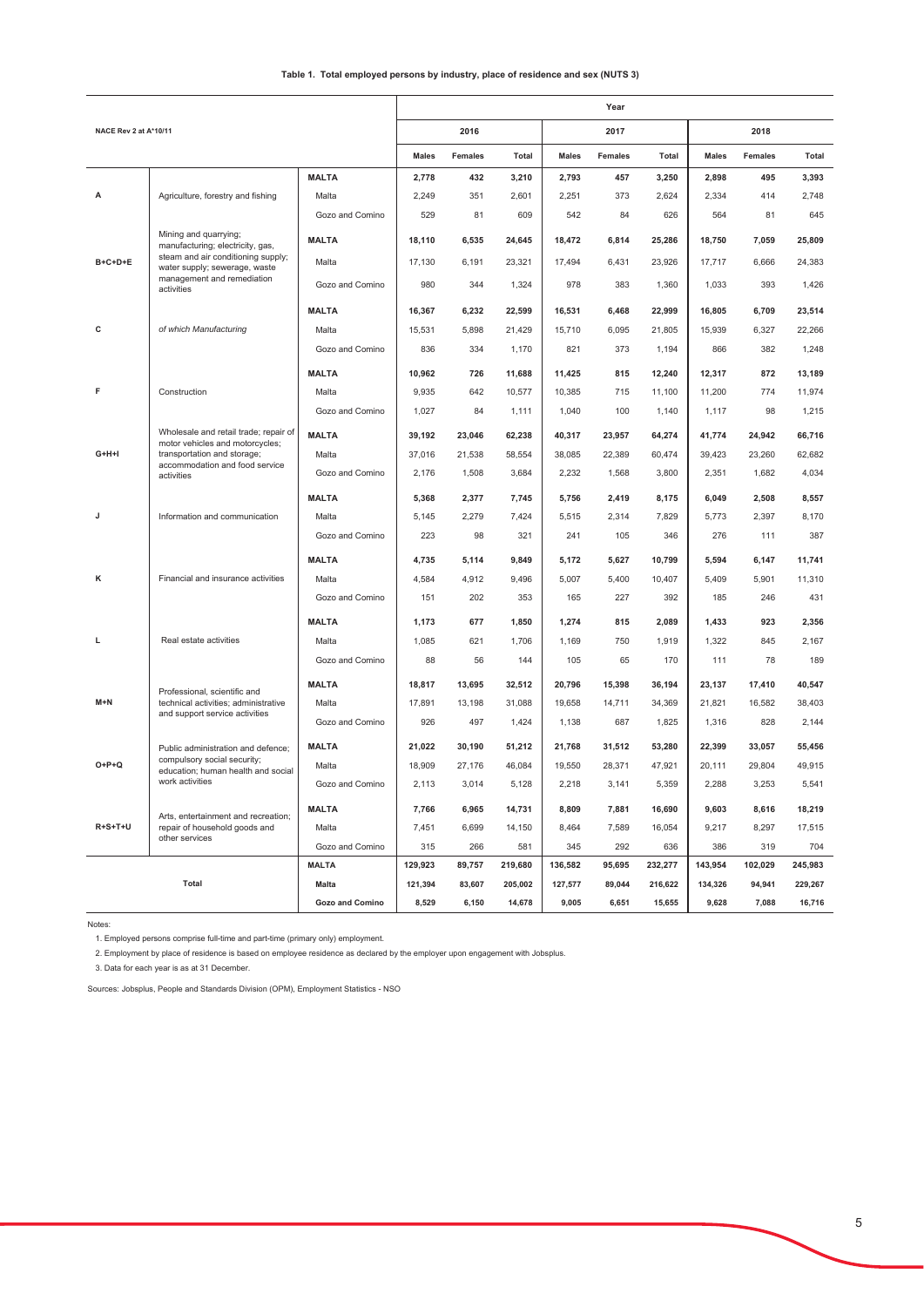**Table 1. Total employed persons by industry, place of residence and sex (NUTS 3)**

| NACE Rev 2 at A*10/11 | | | Year | | | | | | | | |
|---|---|---|---|---|---|---|---|---|---|---|---|
| | | | 2016 | | | 2017 | | | 2018 | | |
| | | | Males | Females | Total | Males | Females | Total | Males | Females | Total |
| A | Agriculture, forestry and fishing | **MALTA** | **2,778** | **432** | **3,210** | **2,793** | **457** | **3,250** | **2,898** | **495** | **3,393** |
| | | Malta | 2,249 | 351 | 2,601 | 2,251 | 373 | 2,624 | 2,334 | 414 | 2,748 |
| | | Gozo and Comino | 529 | 81 | 609 | 542 | 84 | 626 | 564 | 81 | 645 |
| B+C+D+E | Mining and quarrying; manufacturing; electricity, gas, steam and air conditioning supply; water supply; sewerage, waste management and remediation activities | **MALTA** | **18,110** | **6,535** | **24,645** | **18,472** | **6,814** | **25,286** | **18,750** | **7,059** | **25,809** |
| | | Malta | 17,130 | 6,191 | 23,321 | 17,494 | 6,431 | 23,926 | 17,717 | 6,666 | 24,383 |
| | | Gozo and Comino | 980 | 344 | 1,324 | 978 | 383 | 1,360 | 1,033 | 393 | 1,426 |
| C | *of which Manufacturing* | **MALTA** | **16,367** | **6,232** | **22,599** | **16,531** | **6,468** | **22,999** | **16,805** | **6,709** | **23,514** |
| | | Malta | 15,531 | 5,898 | 21,429 | 15,710 | 6,095 | 21,805 | 15,939 | 6,327 | 22,266 |
| | | Gozo and Comino | 836 | 334 | 1,170 | 821 | 373 | 1,194 | 866 | 382 | 1,248 |
| F | Construction | **MALTA** | **10,962** | **726** | **11,688** | **11,425** | **815** | **12,240** | **12,317** | **872** | **13,189** |
| | | Malta | 9,935 | 642 | 10,577 | 10,385 | 715 | 11,100 | 11,200 | 774 | 11,974 |
| | | Gozo and Comino | 1,027 | 84 | 1,111 | 1,040 | 100 | 1,140 | 1,117 | 98 | 1,215 |
| G+H+I | Wholesale and retail trade; repair of motor vehicles and motorcycles; transportation and storage; accommodation and food service activities | **MALTA** | **39,192** | **23,046** | **62,238** | **40,317** | **23,957** | **64,274** | **41,774** | **24,942** | **66,716** |
| | | Malta | 37,016 | 21,538 | 58,554 | 38,085 | 22,389 | 60,474 | 39,423 | 23,260 | 62,682 |
| | | Gozo and Comino | 2,176 | 1,508 | 3,684 | 2,232 | 1,568 | 3,800 | 2,351 | 1,682 | 4,034 |
| J | Information and communication | **MALTA** | **5,368** | **2,377** | **7,745** | **5,756** | **2,419** | **8,175** | **6,049** | **2,508** | **8,557** |
| | | Malta | 5,145 | 2,279 | 7,424 | 5,515 | 2,314 | 7,829 | 5,773 | 2,397 | 8,170 |
| | | Gozo and Comino | 223 | 98 | 321 | 241 | 105 | 346 | 276 | 111 | 387 |
| K | Financial and insurance activities | **MALTA** | **4,735** | **5,114** | **9,849** | **5,172** | **5,627** | **10,799** | **5,594** | **6,147** | **11,741** |
| | | Malta | 4,584 | 4,912 | 9,496 | 5,007 | 5,400 | 10,407 | 5,409 | 5,901 | 11,310 |
| | | Gozo and Comino | 151 | 202 | 353 | 165 | 227 | 392 | 185 | 246 | 431 |
| L | Real estate activities | **MALTA** | **1,173** | **677** | **1,850** | **1,274** | **815** | **2,089** | **1,433** | **923** | **2,356** |
| | | Malta | 1,085 | 621 | 1,706 | 1,169 | 750 | 1,919 | 1,322 | 845 | 2,167 |
| | | Gozo and Comino | 88 | 56 | 144 | 105 | 65 | 170 | 111 | 78 | 189 |
| M+N | Professional, scientific and technical activities; administrative and support service activities | **MALTA** | **18,817** | **13,695** | **32,512** | **20,796** | **15,398** | **36,194** | **23,137** | **17,410** | **40,547** |
| | | Malta | 17,891 | 13,198 | 31,088 | 19,658 | 14,711 | 34,369 | 21,821 | 16,582 | 38,403 |
| | | Gozo and Comino | 926 | 497 | 1,424 | 1,138 | 687 | 1,825 | 1,316 | 828 | 2,144 |
| O+P+Q | Public administration and defence; compulsory social security; education; human health and social work activities | **MALTA** | **21,022** | **30,190** | **51,212** | **21,768** | **31,512** | **53,280** | **22,399** | **33,057** | **55,456** |
| | | Malta | 18,909 | 27,176 | 46,084 | 19,550 | 28,371 | 47,921 | 20,111 | 29,804 | 49,915 |
| | | Gozo and Comino | 2,113 | 3,014 | 5,128 | 2,218 | 3,141 | 5,359 | 2,288 | 3,253 | 5,541 |
| R+S+T+U | Arts, entertainment and recreation; repair of household goods and other services | **MALTA** | **7,766** | **6,965** | **14,731** | **8,809** | **7,881** | **16,690** | **9,603** | **8,616** | **18,219** |
| | | Malta | 7,451 | 6,699 | 14,150 | 8,464 | 7,589 | 16,054 | 9,217 | 8,297 | 17,515 |
| | | Gozo and Comino | 315 | 266 | 581 | 345 | 292 | 636 | 386 | 319 | 704 |
| Total | | **MALTA** | **129,923** | **89,757** | **219,680** | **136,582** | **95,695** | **232,277** | **143,954** | **102,029** | **245,983** |
| | | **Malta** | **121,394** | **83,607** | **205,002** | **127,577** | **89,044** | **216,622** | **134,326** | **94,941** | **229,267** |
| | | **Gozo and Comino** | **8,529** | **6,150** | **14,678** | **9,005** | **6,651** | **15,655** | **9,628** | **7,088** | **16,716** |

Notes:

1. Employed persons comprise full-time and part-time (primary only) employment.
2. Employment by place of residence is based on employee residence as declared by the employer upon engagement with Jobsplus.
3. Data for each year is as at 31 December.

Sources: Jobsplus, People and Standards Division (OPM), Employment Statistics - NSO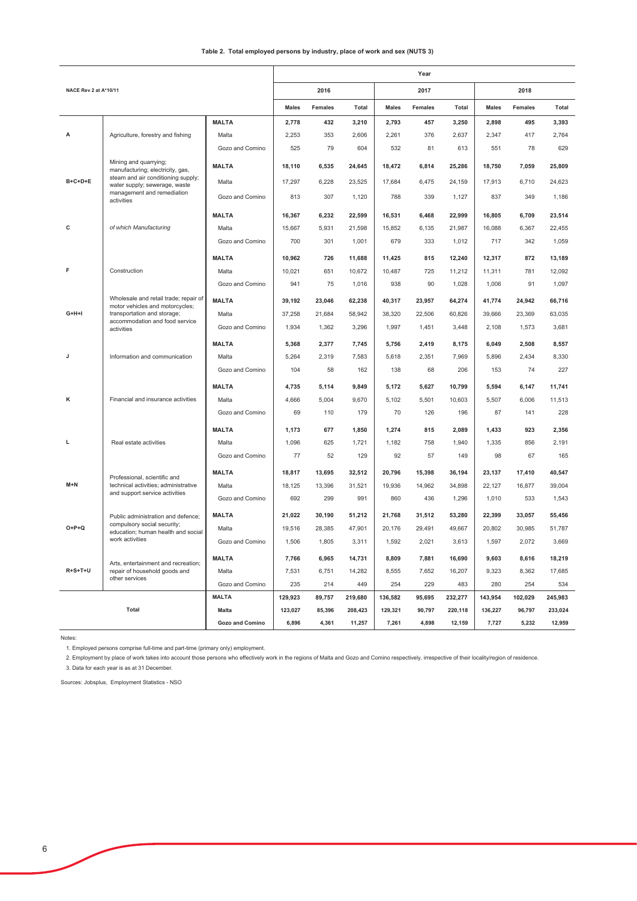**Table 2. Total employed persons by industry, place of work and sex (NUTS 3)**

| NACE Rev 2 at A*10/11 | | | 2016 | | | 2017 | | | 2018 | | |
|---|---|---|---|---|---|---|---|---|---|---|---|
| | | | Males | Females | Total | Males | Females | Total | Males | Females | Total |
| A | Agriculture, forestry and fishing | **MALTA** | **2,778** | **432** | **3,210** | **2,793** | **457** | **3,250** | **2,898** | **495** | **3,393** |
| | | Malta | 2,253 | 353 | 2,606 | 2,261 | 376 | 2,637 | 2,347 | 417 | 2,764 |
| | | Gozo and Comino | 525 | 79 | 604 | 532 | 81 | 613 | 551 | 78 | 629 |
| B+C+D+E | Mining and quarrying; manufacturing; electricity, gas, steam and air conditioning supply; water supply; sewerage, waste management and remediation activities | **MALTA** | **18,110** | **6,535** | **24,645** | **18,472** | **6,814** | **25,286** | **18,750** | **7,059** | **25,809** |
| | | Malta | 17,297 | 6,228 | 23,525 | 17,684 | 6,475 | 24,159 | 17,913 | 6,710 | 24,623 |
| | | Gozo and Comino | 813 | 307 | 1,120 | 788 | 339 | 1,127 | 837 | 349 | 1,186 |
| C | *of which Manufacturing* | **MALTA** | **16,367** | **6,232** | **22,599** | **16,531** | **6,468** | **22,999** | **16,805** | **6,709** | **23,514** |
| | | Malta | 15,667 | 5,931 | 21,598 | 15,852 | 6,135 | 21,987 | 16,088 | 6,367 | 22,455 |
| | | Gozo and Comino | 700 | 301 | 1,001 | 679 | 333 | 1,012 | 717 | 342 | 1,059 |
| F | Construction | **MALTA** | **10,962** | **726** | **11,688** | **11,425** | **815** | **12,240** | **12,317** | **872** | **13,189** |
| | | Malta | 10,021 | 651 | 10,672 | 10,487 | 725 | 11,212 | 11,311 | 781 | 12,092 |
| | | Gozo and Comino | 941 | 75 | 1,016 | 938 | 90 | 1,028 | 1,006 | 91 | 1,097 |
| G+H+I | Wholesale and retail trade; repair of motor vehicles and motorcycles; transportation and storage; accommodation and food service activities | **MALTA** | **39,192** | **23,046** | **62,238** | **40,317** | **23,957** | **64,274** | **41,774** | **24,942** | **66,716** |
| | | Malta | 37,258 | 21,684 | 58,942 | 38,320 | 22,506 | 60,826 | 39,666 | 23,369 | 63,035 |
| | | Gozo and Comino | 1,934 | 1,362 | 3,296 | 1,997 | 1,451 | 3,448 | 2,108 | 1,573 | 3,681 |
| J | Information and communication | **MALTA** | **5,368** | **2,377** | **7,745** | **5,756** | **2,419** | **8,175** | **6,049** | **2,508** | **8,557** |
| | | Malta | 5,264 | 2,319 | 7,583 | 5,618 | 2,351 | 7,969 | 5,896 | 2,434 | 8,330 |
| | | Gozo and Comino | 104 | 58 | 162 | 138 | 68 | 206 | 153 | 74 | 227 |
| K | Financial and insurance activities | **MALTA** | **4,735** | **5,114** | **9,849** | **5,172** | **5,627** | **10,799** | **5,594** | **6,147** | **11,741** |
| | | Malta | 4,666 | 5,004 | 9,670 | 5,102 | 5,501 | 10,603 | 5,507 | 6,006 | 11,513 |
| | | Gozo and Comino | 69 | 110 | 179 | 70 | 126 | 196 | 87 | 141 | 228 |
| L | Real estate activities | **MALTA** | **1,173** | **677** | **1,850** | **1,274** | **815** | **2,089** | **1,433** | **923** | **2,356** |
| | | Malta | 1,096 | 625 | 1,721 | 1,182 | 758 | 1,940 | 1,335 | 856 | 2,191 |
| | | Gozo and Comino | 77 | 52 | 129 | 92 | 57 | 149 | 98 | 67 | 165 |
| M+N | Professional, scientific and technical activities; administrative and support service activities | **MALTA** | **18,817** | **13,695** | **32,512** | **20,796** | **15,398** | **36,194** | **23,137** | **17,410** | **40,547** |
| | | Malta | 18,125 | 13,396 | 31,521 | 19,936 | 14,962 | 34,898 | 22,127 | 16,877 | 39,004 |
| | | Gozo and Comino | 692 | 299 | 991 | 860 | 436 | 1,296 | 1,010 | 533 | 1,543 |
| O+P+Q | Public administration and defence; compulsory social security; education; human health and social work activities | **MALTA** | **21,022** | **30,190** | **51,212** | **21,768** | **31,512** | **53,280** | **22,399** | **33,057** | **55,456** |
| | | Malta | 19,516 | 28,385 | 47,901 | 20,176 | 29,491 | 49,667 | 20,802 | 30,985 | 51,787 |
| | | Gozo and Comino | 1,506 | 1,805 | 3,311 | 1,592 | 2,021 | 3,613 | 1,597 | 2,072 | 3,669 |
| R+S+T+U | Arts, entertainment and recreation; repair of household goods and other services | **MALTA** | **7,766** | **6,965** | **14,731** | **8,809** | **7,881** | **16,690** | **9,603** | **8,616** | **18,219** |
| | | Malta | 7,531 | 6,751 | 14,282 | 8,555 | 7,652 | 16,207 | 9,323 | 8,362 | 17,685 |
| | | Gozo and Comino | 235 | 214 | 449 | 254 | 229 | 483 | 280 | 254 | 534 |
| **Total** | | **MALTA** | **129,923** | **89,757** | **219,680** | **136,582** | **95,695** | **232,277** | **143,954** | **102,029** | **245,983** |
| | | **Malta** | **123,027** | **85,396** | **208,423** | **129,321** | **90,797** | **220,118** | **136,227** | **96,797** | **233,024** |
| | | **Gozo and Comino** | **6,896** | **4,361** | **11,257** | **7,261** | **4,898** | **12,159** | **7,727** | **5,232** | **12,959** |

Notes:

1. Employed persons comprise full-time and part-time (primary only) employment.
2. Employment by place of work takes into account those persons who effectively work in the regions of Malta and Gozo and Comino respectively, irrespective of their locality/region of residence.
3. Data for each year is as at 31 December.

Sources: Jobsplus, Employment Statistics - NSO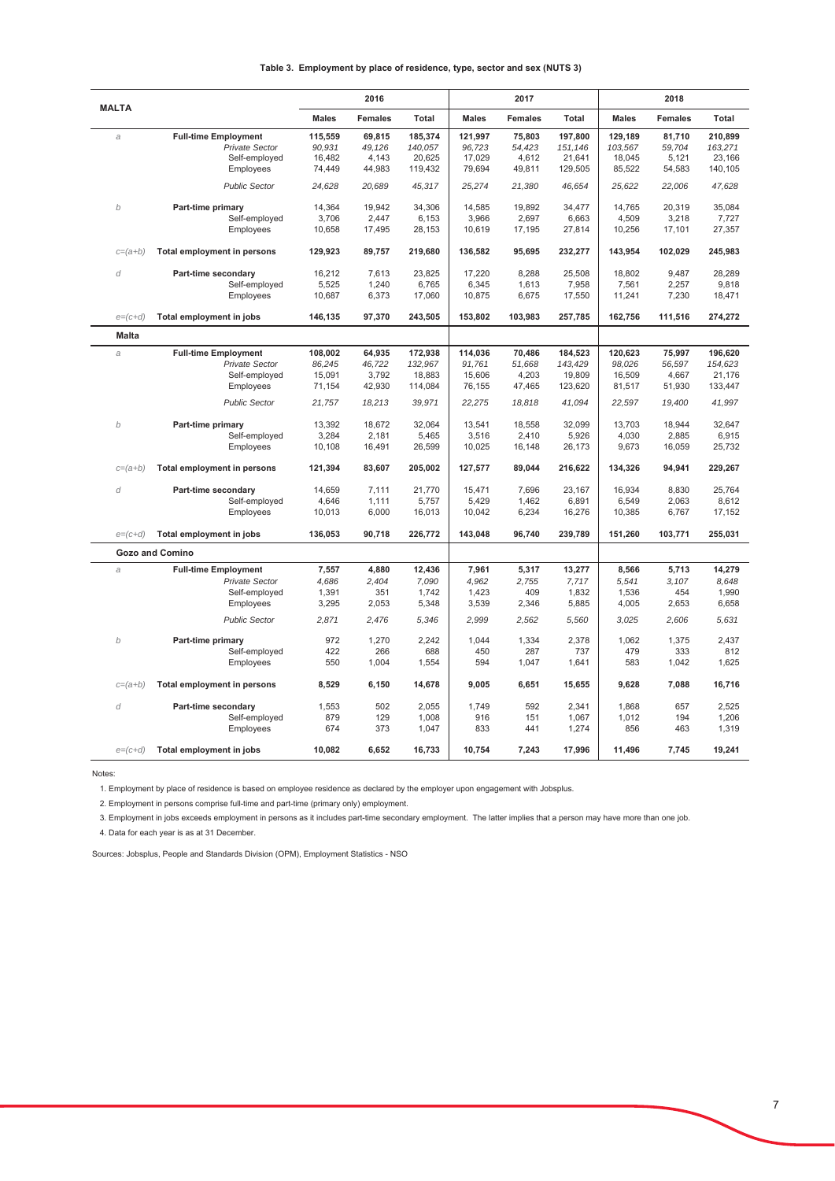**Table 3. Employment by place of residence, type, sector and sex (NUTS 3)**

| MALTA | | 2016 | | | 2017 | | | 2018 | | |
|---|---|---|---|---|---|---|---|---|---|---|
| | | **Males** | **Females** | **Total** | **Males** | **Females** | **Total** | **Males** | **Females** | **Total** |
| *a* | **Full-time Employment** | **115,559** | **69,815** | **185,374** | **121,997** | **75,803** | **197,800** | **129,189** | **81,710** | **210,899** |
| | *Private Sector* | *90,931* | *49,126* | *140,057* | *96,723* | *54,423* | *151,146* | *103,567* | *59,704* | *163,271* |
| | Self-employed | 16,482 | 4,143 | 20,625 | 17,029 | 4,612 | 21,641 | 18,045 | 5,121 | 23,166 |
| | Employees | 74,449 | 44,983 | 119,432 | 79,694 | 49,811 | 129,505 | 85,522 | 54,583 | 140,105 |
| | *Public Sector* | *24,628* | *20,689* | *45,317* | *25,274* | *21,380* | *46,654* | *25,622* | *22,006* | *47,628* |
| *b* | **Part-time primary** | 14,364 | 19,942 | 34,306 | 14,585 | 19,892 | 34,477 | 14,765 | 20,319 | 35,084 |
| | Self-employed | 3,706 | 2,447 | 6,153 | 3,966 | 2,697 | 6,663 | 4,509 | 3,218 | 7,727 |
| | Employees | 10,658 | 17,495 | 28,153 | 10,619 | 17,195 | 27,814 | 10,256 | 17,101 | 27,357 |
| *c=(a+b)* | **Total employment in persons** | **129,923** | **89,757** | **219,680** | **136,582** | **95,695** | **232,277** | **143,954** | **102,029** | **245,983** |
| *d* | **Part-time secondary** | 16,212 | 7,613 | 23,825 | 17,220 | 8,288 | 25,508 | 18,802 | 9,487 | 28,289 |
| | Self-employed | 5,525 | 1,240 | 6,765 | 6,345 | 1,613 | 7,958 | 7,561 | 2,257 | 9,818 |
| | Employees | 10,687 | 6,373 | 17,060 | 10,875 | 6,675 | 17,550 | 11,241 | 7,230 | 18,471 |
| *e=(c+d)* | **Total employment in jobs** | **146,135** | **97,370** | **243,505** | **153,802** | **103,983** | **257,785** | **162,756** | **111,516** | **274,272** |
| **Malta** | | | | | | | | | | |
| *a* | **Full-time Employment** | **108,002** | **64,935** | **172,938** | **114,036** | **70,486** | **184,523** | **120,623** | **75,997** | **196,620** |
| | *Private Sector* | *86,245* | *46,722* | *132,967* | *91,761* | *51,668* | *143,429* | *98,026* | *56,597* | *154,623* |
| | Self-employed | 15,091 | 3,792 | 18,883 | 15,606 | 4,203 | 19,809 | 16,509 | 4,667 | 21,176 |
| | Employees | 71,154 | 42,930 | 114,084 | 76,155 | 47,465 | 123,620 | 81,517 | 51,930 | 133,447 |
| | *Public Sector* | *21,757* | *18,213* | *39,971* | *22,275* | *18,818* | *41,094* | *22,597* | *19,400* | *41,997* |
| *b* | **Part-time primary** | 13,392 | 18,672 | 32,064 | 13,541 | 18,558 | 32,099 | 13,703 | 18,944 | 32,647 |
| | Self-employed | 3,284 | 2,181 | 5,465 | 3,516 | 2,410 | 5,926 | 4,030 | 2,885 | 6,915 |
| | Employees | 10,108 | 16,491 | 26,599 | 10,025 | 16,148 | 26,173 | 9,673 | 16,059 | 25,732 |
| *c=(a+b)* | **Total employment in persons** | **121,394** | **83,607** | **205,002** | **127,577** | **89,044** | **216,622** | **134,326** | **94,941** | **229,267** |
| *d* | **Part-time secondary** | 14,659 | 7,111 | 21,770 | 15,471 | 7,696 | 23,167 | 16,934 | 8,830 | 25,764 |
| | Self-employed | 4,646 | 1,111 | 5,757 | 5,429 | 1,462 | 6,891 | 6,549 | 2,063 | 8,612 |
| | Employees | 10,013 | 6,000 | 16,013 | 10,042 | 6,234 | 16,276 | 10,385 | 6,767 | 17,152 |
| *e=(c+d)* | **Total employment in jobs** | **136,053** | **90,718** | **226,772** | **143,048** | **96,740** | **239,789** | **151,260** | **103,771** | **255,031** |
| **Gozo and Comino** | | | | | | | | | | |
| *a* | **Full-time Employment** | **7,557** | **4,880** | **12,436** | **7,961** | **5,317** | **13,277** | **8,566** | **5,713** | **14,279** |
| | *Private Sector* | *4,686* | *2,404* | *7,090* | *4,962* | *2,755* | *7,717* | *5,541* | *3,107* | *8,648* |
| | Self-employed | 1,391 | 351 | 1,742 | 1,423 | 409 | 1,832 | 1,536 | 454 | 1,990 |
| | Employees | 3,295 | 2,053 | 5,348 | 3,539 | 2,346 | 5,885 | 4,005 | 2,653 | 6,658 |
| | *Public Sector* | *2,871* | *2,476* | *5,346* | *2,999* | *2,562* | *5,560* | *3,025* | *2,606* | *5,631* |
| *b* | **Part-time primary** | 972 | 1,270 | 2,242 | 1,044 | 1,334 | 2,378 | 1,062 | 1,375 | 2,437 |
| | Self-employed | 422 | 266 | 688 | 450 | 287 | 737 | 479 | 333 | 812 |
| | Employees | 550 | 1,004 | 1,554 | 594 | 1,047 | 1,641 | 583 | 1,042 | 1,625 |
| *c=(a+b)* | **Total employment in persons** | **8,529** | **6,150** | **14,678** | **9,005** | **6,651** | **15,655** | **9,628** | **7,088** | **16,716** |
| *d* | **Part-time secondary** | 1,553 | 502 | 2,055 | 1,749 | 592 | 2,341 | 1,868 | 657 | 2,525 |
| | Self-employed | 879 | 129 | 1,008 | 916 | 151 | 1,067 | 1,012 | 194 | 1,206 |
| | Employees | 674 | 373 | 1,047 | 833 | 441 | 1,274 | 856 | 463 | 1,319 |
| *e=(c+d)* | **Total employment in jobs** | **10,082** | **6,652** | **16,733** | **10,754** | **7,243** | **17,996** | **11,496** | **7,745** | **19,241** |

Notes:

1. Employment by place of residence is based on employee residence as declared by the employer upon engagement with Jobsplus.
2. Employment in persons comprise full-time and part-time (primary only) employment.
3. Employment in jobs exceeds employment in persons as it includes part-time secondary employment. The latter implies that a person may have more than one job.
4. Data for each year is as at 31 December.

Sources: Jobsplus, People and Standards Division (OPM), Employment Statistics - NSO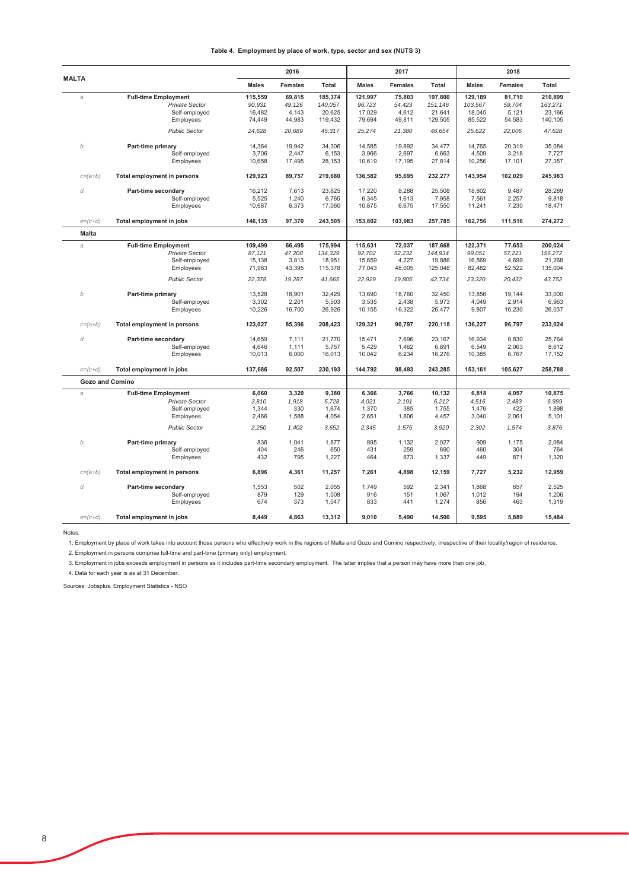**Table 4. Employment by place of work, type, sector and sex (NUTS 3)**

| MALTA | | 2016 | | | 2017 | | | 2018 | | |
|---|---|---|---|---|---|---|---|---|---|---|
| | | Males | Females | Total | Males | Females | Total | Males | Females | Total |
| a | **Full-time Employment** | **115,559** | **69,815** | **185,374** | **121,997** | **75,803** | **197,800** | **129,189** | **81,710** | **210,899** |
| | *Private Sector* | *90,931* | *49,126* | *140,057* | *96,723* | *54,423* | *151,146* | *103,567* | *59,704* | *163,271* |
| | Self-employed | 16,482 | 4,143 | 20,625 | 17,029 | 4,612 | 21,641 | 18,045 | 5,121 | 23,166 |
| | Employees | 74,449 | 44,983 | 119,432 | 79,694 | 49,811 | 129,505 | 85,522 | 54,583 | 140,105 |
| | *Public Sector* | *24,628* | *20,689* | *45,317* | *25,274* | *21,380* | *46,654* | *25,622* | *22,006* | *47,628* |
| b | **Part-time primary** | 14,364 | 19,942 | 34,306 | 14,585 | 19,892 | 34,477 | 14,765 | 20,319 | 35,084 |
| | Self-employed | 3,706 | 2,447 | 6,153 | 3,966 | 2,697 | 6,663 | 4,509 | 3,218 | 7,727 |
| | Employees | 10,658 | 17,495 | 28,153 | 10,619 | 17,195 | 27,814 | 10,256 | 17,101 | 27,357 |
| c=(a+b) | **Total employment in persons** | **129,923** | **89,757** | **219,680** | **136,582** | **95,695** | **232,277** | **143,954** | **102,029** | **245,983** |
| d | **Part-time secondary** | 16,212 | 7,613 | 23,825 | 17,220 | 8,288 | 25,508 | 18,802 | 9,487 | 28,289 |
| | Self-employed | 5,525 | 1,240 | 6,765 | 6,345 | 1,613 | 7,958 | 7,561 | 2,257 | 9,818 |
| | Employees | 10,687 | 6,373 | 17,060 | 10,875 | 6,675 | 17,550 | 11,241 | 7,230 | 18,471 |
| e=(c+d) | **Total employment in jobs** | **146,135** | **97,370** | **243,505** | **153,802** | **103,983** | **257,785** | **162,756** | **111,516** | **274,272** |
| **Malta** | | | | | | | | | | |
| a | **Full-time Employment** | **109,499** | **66,495** | **175,994** | **115,631** | **72,037** | **187,668** | **122,371** | **77,653** | **200,024** |
| | *Private Sector* | *87,121* | *47,208* | *134,329* | *92,702* | *52,232* | *144,934* | *99,051* | *57,221* | *156,272* |
| | Self-employed | 15,138 | 3,813 | 18,951 | 15,659 | 4,227 | 19,886 | 16,569 | 4,699 | 21,268 |
| | Employees | 71,983 | 43,395 | 115,378 | 77,043 | 48,005 | 125,048 | 82,482 | 52,522 | 135,004 |
| | *Public Sector* | *22,378* | *19,287* | *41,665* | *22,929* | *19,805* | *42,734* | *23,320* | *20,432* | *43,752* |
| b | **Part-time primary** | 13,528 | 18,901 | 32,429 | 13,690 | 18,760 | 32,450 | 13,856 | 19,144 | 33,000 |
| | Self-employed | 3,302 | 2,201 | 5,503 | 3,535 | 2,438 | 5,973 | 4,049 | 2,914 | 6,963 |
| | Employees | 10,226 | 16,700 | 26,926 | 10,155 | 16,322 | 26,477 | 9,807 | 16,230 | 26,037 |
| c=(a+b) | **Total employment in persons** | **123,027** | **85,396** | **208,423** | **129,321** | **90,797** | **220,118** | **136,227** | **96,797** | **233,024** |
| d | **Part-time secondary** | 14,659 | 7,111 | 21,770 | 15,471 | 7,696 | 23,167 | 16,934 | 8,830 | 25,764 |
| | Self-employed | 4,646 | 1,111 | 5,757 | 5,429 | 1,462 | 6,891 | 6,549 | 2,063 | 8,612 |
| | Employees | 10,013 | 6,000 | 16,013 | 10,042 | 6,234 | 16,276 | 10,385 | 6,767 | 17,152 |
| e=(c+d) | **Total employment in jobs** | **137,686** | **92,507** | **230,193** | **144,792** | **98,493** | **243,285** | **153,161** | **105,627** | **258,788** |
| **Gozo and Comino** | | | | | | | | | | |
| a | **Full-time Employment** | **6,060** | **3,320** | **9,380** | **6,366** | **3,766** | **10,132** | **6,818** | **4,057** | **10,875** |
| | *Private Sector* | *3,810* | *1,918* | *5,728* | *4,021* | *2,191* | *6,212* | *4,516* | *2,483* | *6,999* |
| | Self-employed | 1,344 | 330 | 1,674 | 1,370 | 385 | 1,755 | 1,476 | 422 | 1,898 |
| | Employees | 2,466 | 1,588 | 4,054 | 2,651 | 1,806 | 4,457 | 3,040 | 2,061 | 5,101 |
| | *Public Sector* | *2,250* | *1,402* | *3,652* | *2,345* | *1,575* | *3,920* | *2,302* | *1,574* | *3,876* |
| b | **Part-time primary** | 836 | 1,041 | 1,877 | 895 | 1,132 | 2,027 | 909 | 1,175 | 2,084 |
| | Self-employed | 404 | 246 | 650 | 431 | 259 | 690 | 460 | 304 | 764 |
| | Employees | 432 | 795 | 1,227 | 464 | 873 | 1,337 | 449 | 871 | 1,320 |
| c=(a+b) | **Total employment in persons** | **6,896** | **4,361** | **11,257** | **7,261** | **4,898** | **12,159** | **7,727** | **5,232** | **12,959** |
| d | **Part-time secondary** | 1,553 | 502 | 2,055 | 1,749 | 592 | 2,341 | 1,868 | 657 | 2,525 |
| | Self-employed | 879 | 129 | 1,008 | 916 | 151 | 1,067 | 1,012 | 194 | 1,206 |
| | Employees | 674 | 373 | 1,047 | 833 | 441 | 1,274 | 856 | 463 | 1,319 |
| e=(c+d) | **Total employment in jobs** | **8,449** | **4,863** | **13,312** | **9,010** | **5,490** | **14,500** | **9,595** | **5,889** | **15,484** |

Notes:

1. Employment by place of work takes into account those persons who effectively work in the regions of Malta and Gozo and Comino respectively, irrespective of their locality/region of residence.
2. Employment in persons comprise full-time and part-time (primary only) employment.
3. Employment in jobs exceeds employment in persons as it includes part-time secondary employment. The latter implies that a person may have more than one job.
4. Data for each year is as at 31 December.

Sources: Jobsplus, Employment Statistics - NSO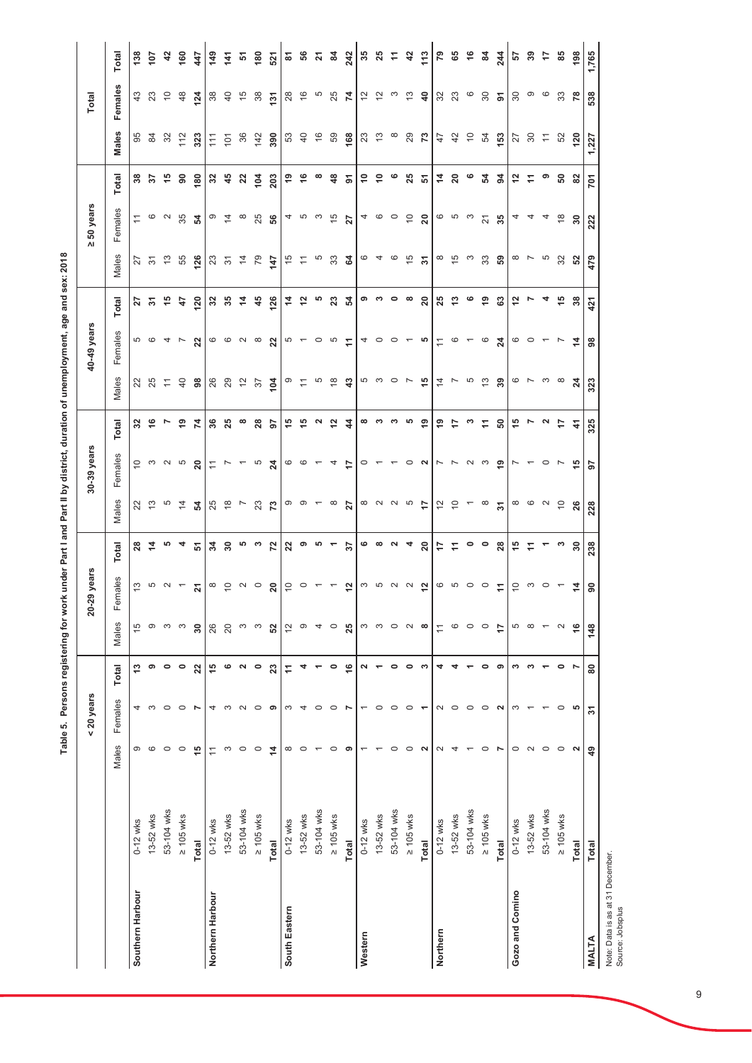**Table 5. Persons registering for work under Part I and Part II by district, duration of unemployment, age and sex: 2018**

| | | < 20 years | | | 20-29 years | | | 30-39 years | | | 40-49 years | | | ≥ 50 years | | | Total | | |
|---|---|---|---|---|---|---|---|---|---|---|---|---|---|---|---|---|---|---|---|
| | | Males | Females | Total | Males | Females | Total | Males | Females | Total | Males | Females | Total | Males | Females | Total | Males | Females | Total |
| **Southern Harbour** | 0-12 wks | 9 | 4 | **13** | 15 | 13 | **28** | 22 | 10 | **32** | 22 | 5 | **27** | 27 | 11 | **38** | 95 | 43 | **138** |
| | 13-52 wks | 6 | 3 | **9** | 9 | 5 | **14** | 13 | 3 | **16** | 25 | 6 | **31** | 31 | 6 | **37** | 84 | 23 | **107** |
| | 53-104 wks | 0 | 0 | **0** | 3 | 2 | **5** | 5 | 2 | **7** | 11 | 4 | **15** | 13 | 2 | **15** | 32 | 10 | **42** |
| | ≥ 105 wks | 0 | 0 | **0** | 3 | 1 | **4** | 14 | 5 | **19** | 40 | 7 | **47** | 55 | 35 | **90** | 112 | 48 | **160** |
| | **Total** | **15** | **7** | **22** | **30** | **21** | **51** | **54** | **20** | **74** | **98** | **22** | **120** | **126** | **54** | **180** | **323** | **124** | **447** |
| **Northern Harbour** | 0-12 wks | 11 | 4 | **15** | 26 | 8 | **34** | 25 | 11 | **36** | 26 | 6 | **32** | 23 | 9 | **32** | 111 | 38 | **149** |
| | 13-52 wks | 3 | 3 | **6** | 20 | 10 | **30** | 18 | 7 | **25** | 29 | 6 | **35** | 31 | 14 | **45** | 101 | 40 | **141** |
| | 53-104 wks | 0 | 2 | **2** | 3 | 2 | **5** | 7 | 1 | **8** | 12 | 2 | **14** | 14 | 8 | **22** | 36 | 15 | **51** |
| | ≥ 105 wks | 0 | 0 | **0** | 3 | 0 | **3** | 23 | 5 | **28** | 37 | 8 | **45** | 79 | 25 | **104** | 142 | 38 | **180** |
| | **Total** | **14** | **9** | **23** | **52** | **20** | **72** | **73** | **24** | **97** | **104** | **22** | **126** | **147** | **56** | **203** | **390** | **131** | **521** |
| **South Eastern** | 0-12 wks | 8 | 3 | **11** | 12 | 10 | **22** | 9 | 6 | **15** | 9 | 5 | **14** | 15 | 4 | **19** | 53 | 28 | **81** |
| | 13-52 wks | 0 | 4 | **4** | 9 | 0 | **9** | 9 | 6 | **15** | 11 | 1 | **12** | 11 | 5 | **16** | 40 | 16 | **56** |
| | 53-104 wks | 1 | 0 | **1** | 4 | 1 | **5** | 1 | 1 | **2** | 5 | 0 | **5** | 5 | 3 | **8** | 16 | 5 | **21** |
| | ≥ 105 wks | 0 | 0 | **0** | 0 | 1 | **1** | 8 | 4 | **12** | 18 | 5 | **23** | 33 | 15 | **48** | 59 | 25 | **84** |
| | **Total** | **9** | **7** | **16** | **25** | **12** | **37** | **27** | **17** | **44** | **43** | **11** | **54** | **64** | **27** | **91** | **168** | **74** | **242** |
| **Western** | 0-12 wks | 1 | 1 | **2** | 3 | 3 | **6** | 8 | 0 | **8** | 5 | 4 | **9** | 6 | 4 | **10** | 23 | 12 | **35** |
| | 13-52 wks | 1 | 0 | **1** | 3 | 5 | **8** | 2 | 1 | **3** | 3 | 0 | **3** | 4 | 6 | **10** | 13 | 12 | **25** |
| | 53-104 wks | 0 | 0 | **0** | 0 | 2 | **2** | 2 | 1 | **3** | 0 | 0 | **0** | 6 | 0 | **6** | 8 | 3 | **11** |
| | ≥ 105 wks | 0 | 0 | **0** | 2 | 2 | **4** | 5 | 0 | **5** | 7 | 1 | **8** | 15 | 10 | **25** | 29 | 13 | **42** |
| | **Total** | **2** | **1** | **3** | **8** | **12** | **20** | **17** | **2** | **19** | **15** | **5** | **20** | **31** | **20** | **51** | **73** | **40** | **113** |
| **Northern** | 0-12 wks | 2 | 2 | **4** | 11 | 6 | **17** | 12 | 7 | **19** | 14 | 11 | **25** | 8 | 6 | **14** | 47 | 32 | **79** |
| | 13-52 wks | 4 | 0 | **4** | 6 | 5 | **11** | 10 | 7 | **17** | 7 | 6 | **13** | 15 | 5 | **20** | 42 | 23 | **65** |
| | 53-104 wks | 1 | 0 | **1** | 0 | 0 | **0** | 1 | 2 | **3** | 5 | 1 | **6** | 3 | 3 | **6** | 10 | 6 | **16** |
| | ≥ 105 wks | 0 | 0 | **0** | 0 | 0 | **0** | 8 | 3 | **11** | 13 | 6 | **19** | 33 | 21 | **54** | 54 | 30 | **84** |
| | **Total** | **7** | **2** | **9** | **17** | **11** | **28** | **31** | **19** | **50** | **39** | **24** | **63** | **59** | **35** | **94** | **153** | **91** | **244** |
| **Gozo and Comino** | 0-12 wks | 0 | 3 | **3** | 5 | 10 | **15** | 8 | 7 | **15** | 6 | 6 | **12** | 8 | 4 | **12** | 27 | 30 | **57** |
| | 13-52 wks | 2 | 1 | **3** | 8 | 3 | **11** | 6 | 1 | **7** | 7 | 0 | **7** | 7 | 4 | **11** | 30 | 9 | **39** |
| | 53-104 wks | 0 | 1 | **1** | 1 | 0 | **1** | 2 | 0 | **2** | 3 | 1 | **4** | 5 | 4 | **9** | 11 | 6 | **17** |
| | ≥ 105 wks | 0 | 0 | **0** | 2 | 1 | **3** | 10 | 7 | **17** | 8 | 7 | **15** | 32 | 18 | **50** | 52 | 33 | **85** |
| | **Total** | **2** | **5** | **7** | **16** | **14** | **30** | **26** | **15** | **41** | **24** | **14** | **38** | **52** | **30** | **82** | **120** | **78** | **198** |
| **MALTA** | **Total** | **49** | **31** | **80** | **148** | **90** | **238** | **228** | **97** | **325** | **323** | **98** | **421** | **479** | **222** | **701** | **1,227** | **538** | **1,765** |

Note: Data is as at 31 December.
Source: Jobsplus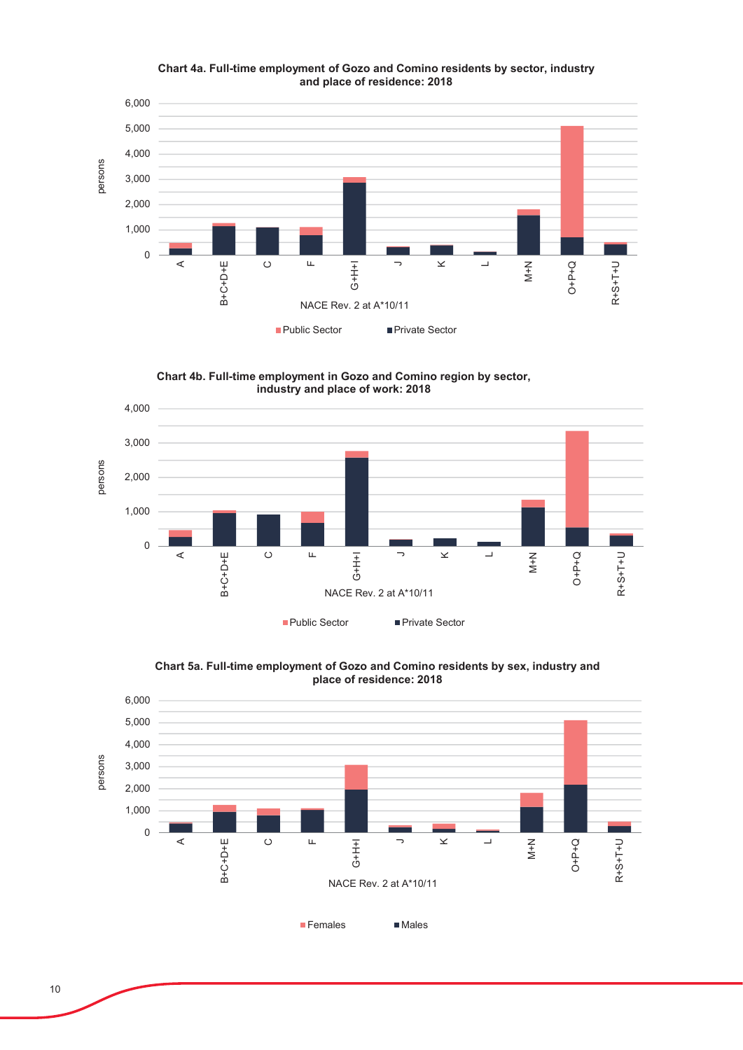**Chart 4a. Full-time employment of Gozo and Comino residents by sector, industry and place of residence: 2018**

persons

NACE Rev. 2 at A*10/11

Public Sector   Private Sector

**Chart 4b. Full-time employment in Gozo and Comino region by sector, industry and place of work: 2018**

persons

NACE Rev. 2 at A*10/11

Public Sector   Private Sector

**Chart 5a. Full-time employment of Gozo and Comino residents by sex, industry and place of residence: 2018**

persons

NACE Rev. 2 at A*10/11

Females   Males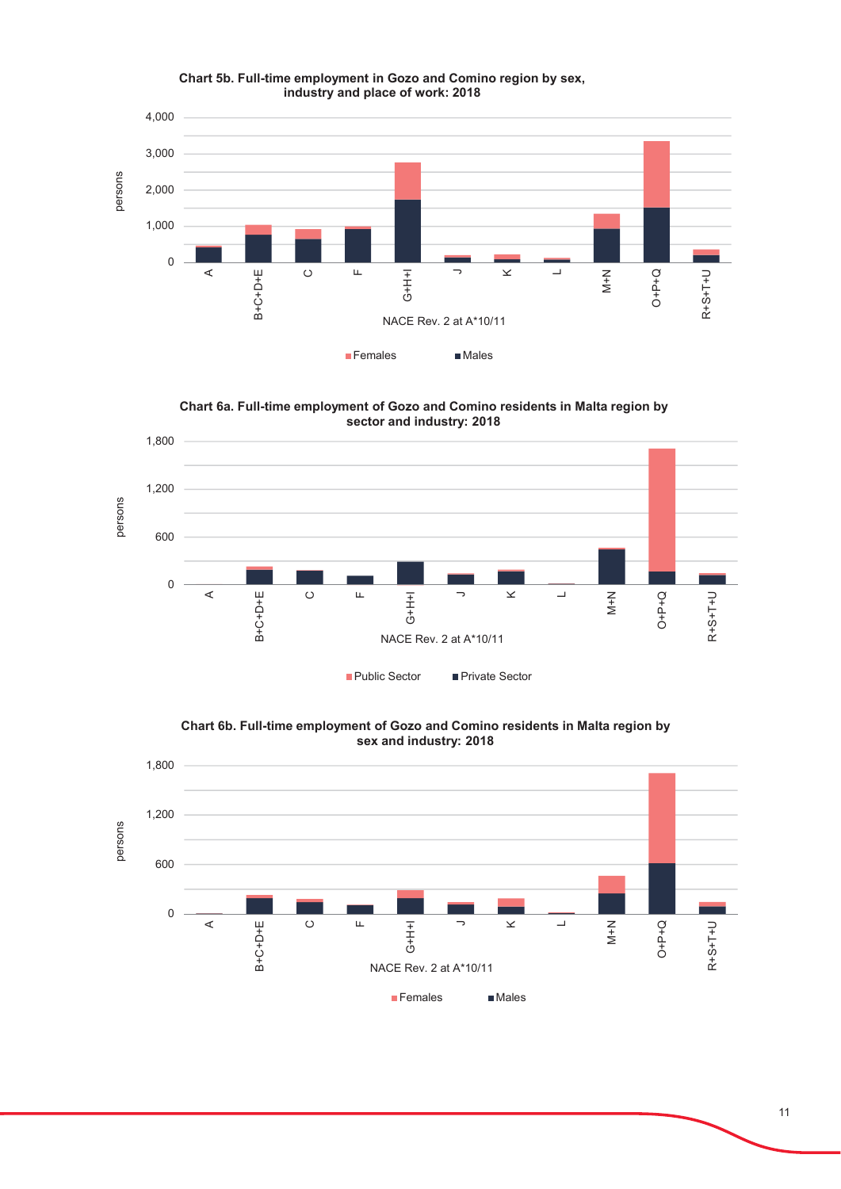**Chart 5b. Full-time employment in Gozo and Comino region by sex, industry and place of work: 2018**

persons

NACE Rev. 2 at A*10/11

A, B+C+D+E, C, F, G+H+I, J, K, L, M+N, O+P+Q, R+S+T+U

Females ■ Males

**Chart 6a. Full-time employment of Gozo and Comino residents in Malta region by sector and industry: 2018**

persons

NACE Rev. 2 at A*10/11

A, B+C+D+E, C, F, G+H+I, J, K, L, M+N, O+P+Q, R+S+T+U

Public Sector ■ Private Sector

**Chart 6b. Full-time employment of Gozo and Comino residents in Malta region by sex and industry: 2018**

persons

NACE Rev. 2 at A*10/11

A, B+C+D+E, C, F, G+H+I, J, K, L, M+N, O+P+Q, R+S+T+U

Females ■ Males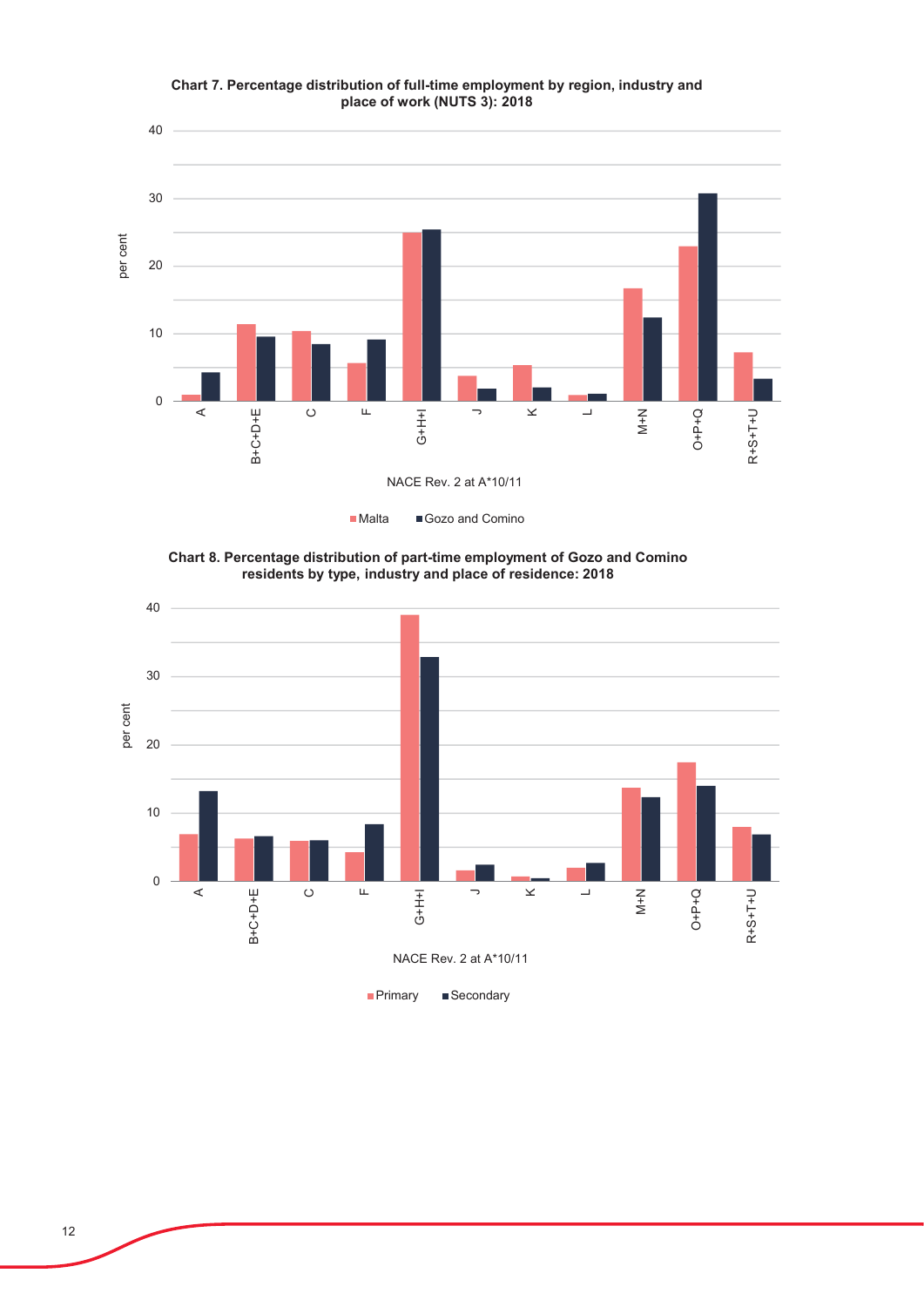**Chart 7. Percentage distribution of full-time employment by region, industry and place of work (NUTS 3): 2018**

**Chart 8. Percentage distribution of part-time employment of Gozo and Comino residents by type, industry and place of residence: 2018**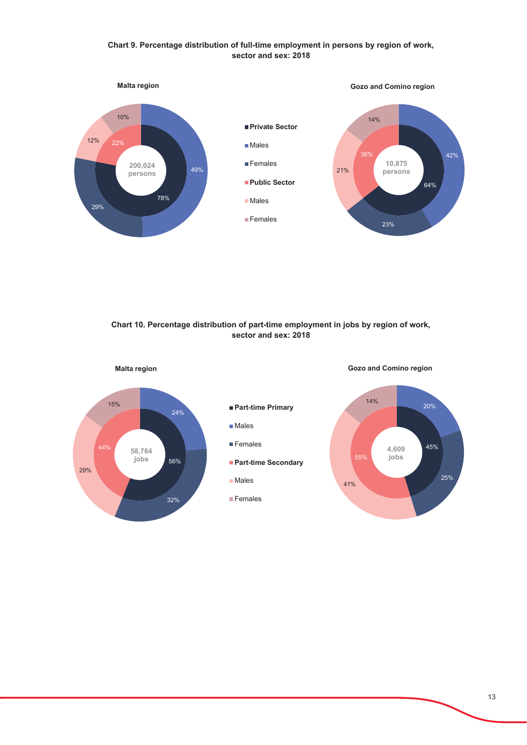**Chart 9. Percentage distribution of full-time employment in persons by region of work, sector and sex: 2018**

Malta region

200,024 persons

| Sector | Sector % | Sex | % |
|---|---|---|---|
| Private Sector | 78% | Males | 49% |
| | | Females | 29% |
| Public Sector | 22% | Males | 12% |
| | | Females | 10% |

Gozo and Comino region

10,875 persons

| Sector | Sector % | Sex | % |
|---|---|---|---|
| Private Sector | 64% | Males | 42% |
| | | Females | 23% |
| Public Sector | 36% | Males | 21% |
| | | Females | 14% |

**Chart 10. Percentage distribution of part-time employment in jobs by region of work, sector and sex: 2018**

Malta region

58,764 jobs

| Sector | Sector % | Sex | % |
|---|---|---|---|
| Part-time Primary | 56% | Males | 24% |
| | | Females | 32% |
| Part-time Secondary | 44% | Males | 29% |
| | | Females | 15% |

Gozo and Comino region

4,609 jobs

| Sector | Sector % | Sex | % |
|---|---|---|---|
| Part-time Primary | 45% | Males | 20% |
| | | Females | 25% |
| Part-time Secondary | 55% | Males | 41% |
| | | Females | 14% |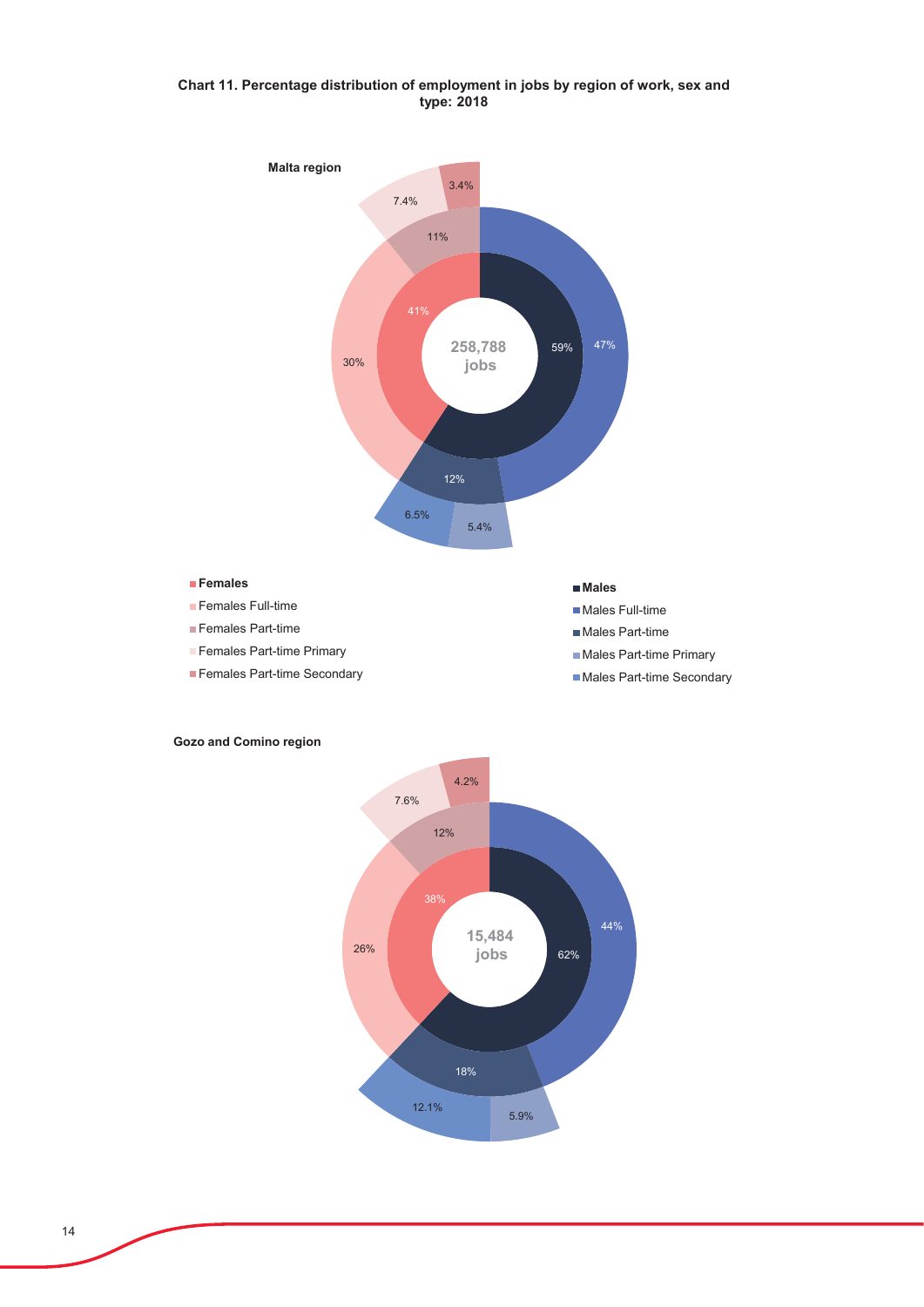**Chart 11. Percentage distribution of employment in jobs by region of work, sex and type: 2018**

**Malta region**

258,788 jobs

| Category | Percentage |
| --- | --- |
| Females | 41% |
| Females Full-time | 30% |
| Females Part-time | 11% |
| Females Part-time Primary | 7.4% |
| Females Part-time Secondary | 3.4% |
| Males | 59% |
| Males Full-time | 47% |
| Males Part-time | 12% |
| Males Part-time Primary | 5.4% |
| Males Part-time Secondary | 6.5% |

**Gozo and Comino region**

15,484 jobs

| Category | Percentage |
| --- | --- |
| Females | 38% |
| Females Full-time | 26% |
| Females Part-time | 12% |
| Females Part-time Primary | 7.6% |
| Females Part-time Secondary | 4.2% |
| Males | 62% |
| Males Full-time | 44% |
| Males Part-time | 18% |
| Males Part-time Primary | 5.9% |
| Males Part-time Secondary | 12.1% |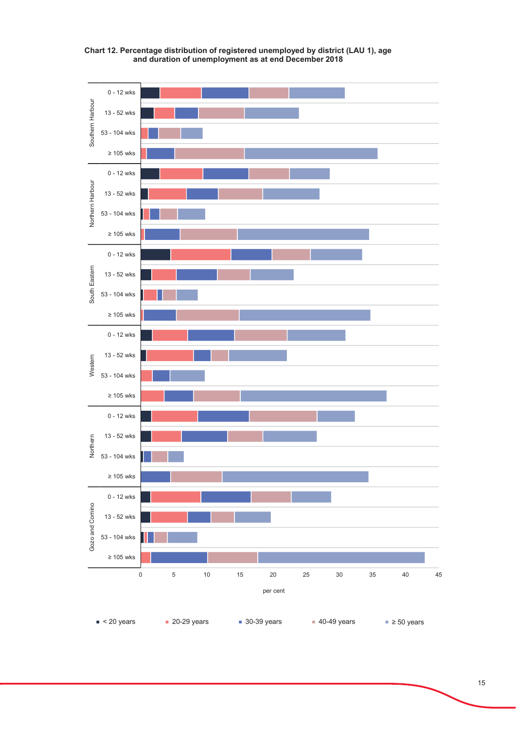**Chart 12. Percentage distribution of registered unemployed by district (LAU 1), age and duration of unemployment as at end December 2018**

Southern Harbour: 0 - 12 wks; 13 - 52 wks; 53 - 104 wks; ≥ 105 wks

Northern Harbour: 0 - 12 wks; 13 - 52 wks; 53 - 104 wks; ≥ 105 wks

South Eastern: 0 - 12 wks; 13 - 52 wks; 53 - 104 wks; ≥ 105 wks

Western: 0 - 12 wks; 13 - 52 wks; 53 - 104 wks; ≥ 105 wks

Northern: 0 - 12 wks; 13 - 52 wks; 53 - 104 wks; ≥ 105 wks

Gozo and Comino: 0 - 12 wks; 13 - 52 wks; 53 - 104 wks; ≥ 105 wks

0 5 10 15 20 25 30 35 40 45

per cent

■ < 20 years ■ 20-29 years ■ 30-39 years ■ 40-49 years ■ ≥ 50 years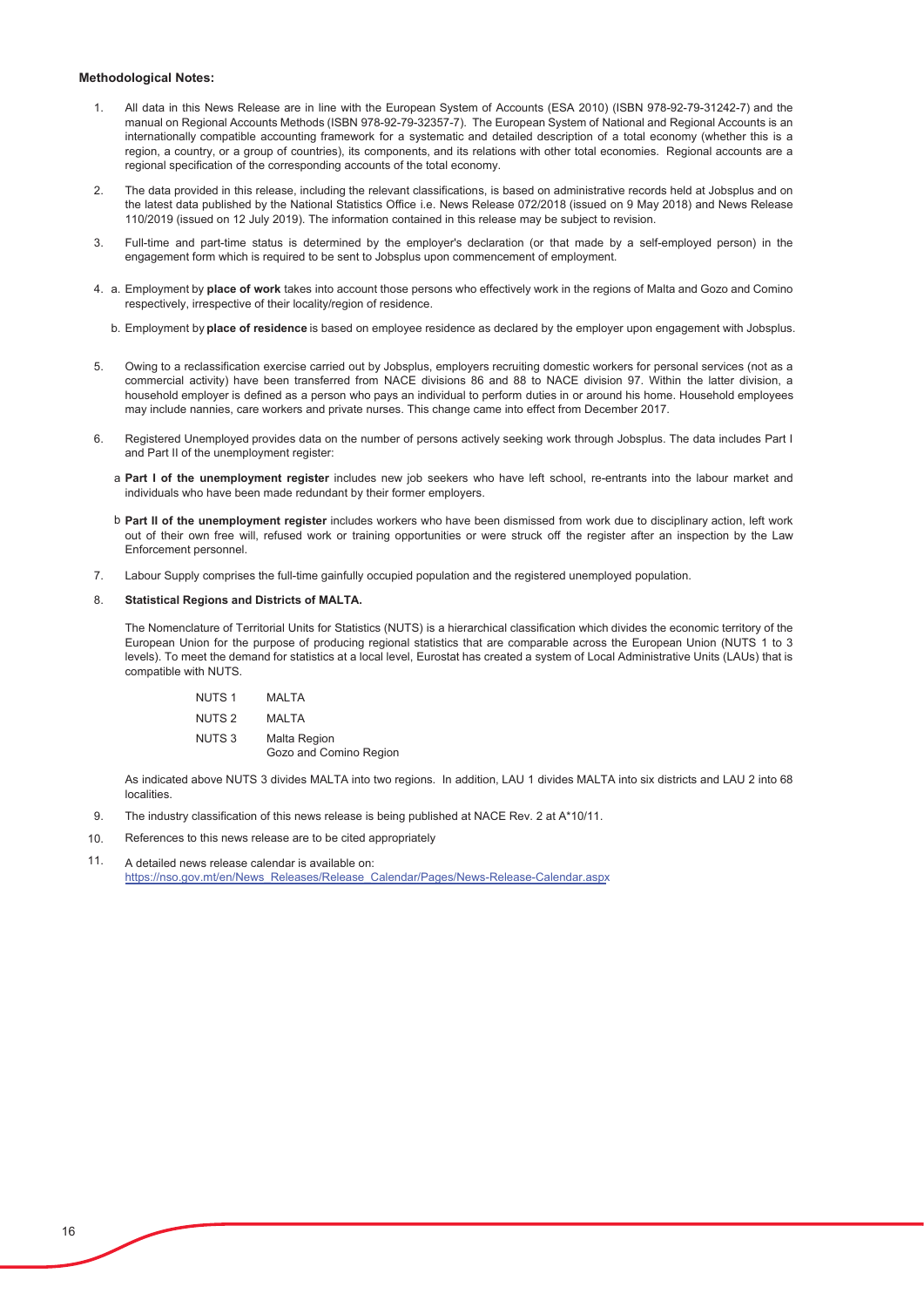**Methodological Notes:**

1. All data in this News Release are in line with the European System of Accounts (ESA 2010) (ISBN 978-92-79-31242-7) and the manual on Regional Accounts Methods (ISBN 978-92-79-32357-7). The European System of National and Regional Accounts is an internationally compatible accounting framework for a systematic and detailed description of a total economy (whether this is a region, a country, or a group of countries), its components, and its relations with other total economies. Regional accounts are a regional specification of the corresponding accounts of the total economy.

2. The data provided in this release, including the relevant classifications, is based on administrative records held at Jobsplus and on the latest data published by the National Statistics Office i.e. News Release 072/2018 (issued on 9 May 2018) and News Release 110/2019 (issued on 12 July 2019). The information contained in this release may be subject to revision.

3. Full-time and part-time status is determined by the employer's declaration (or that made by a self-employed person) in the engagement form which is required to be sent to Jobsplus upon commencement of employment.

4. a. Employment by **place of work** takes into account those persons who effectively work in the regions of Malta and Gozo and Comino respectively, irrespective of their locality/region of residence.

   b. Employment by **place of residence** is based on employee residence as declared by the employer upon engagement with Jobsplus.

5. Owing to a reclassification exercise carried out by Jobsplus, employers recruiting domestic workers for personal services (not as a commercial activity) have been transferred from NACE divisions 86 and 88 to NACE division 97. Within the latter division, a household employer is defined as a person who pays an individual to perform duties in or around his home. Household employees may include nannies, care workers and private nurses. This change came into effect from December 2017.

6. Registered Unemployed provides data on the number of persons actively seeking work through Jobsplus. The data includes Part I and Part II of the unemployment register:

   a **Part I of the unemployment register** includes new job seekers who have left school, re-entrants into the labour market and individuals who have been made redundant by their former employers.

   b **Part II of the unemployment register** includes workers who have been dismissed from work due to disciplinary action, left work out of their own free will, refused work or training opportunities or were struck off the register after an inspection by the Law Enforcement personnel.

7. Labour Supply comprises the full-time gainfully occupied population and the registered unemployed population.

8. **Statistical Regions and Districts of MALTA.**

   The Nomenclature of Territorial Units for Statistics (NUTS) is a hierarchical classification which divides the economic territory of the European Union for the purpose of producing regional statistics that are comparable across the European Union (NUTS 1 to 3 levels). To meet the demand for statistics at a local level, Eurostat has created a system of Local Administrative Units (LAUs) that is compatible with NUTS.

   | | |
   |---|---|
   | NUTS 1 | MALTA |
   | NUTS 2 | MALTA |
   | NUTS 3 | Malta Region<br>Gozo and Comino Region |

   As indicated above NUTS 3 divides MALTA into two regions. In addition, LAU 1 divides MALTA into six districts and LAU 2 into 68 localities.

9. The industry classification of this news release is being published at NACE Rev. 2 at A*10/11.

10. References to this news release are to be cited appropriately

11. A detailed news release calendar is available on:
    https://nso.gov.mt/en/News_Releases/Release_Calendar/Pages/News-Release-Calendar.aspx